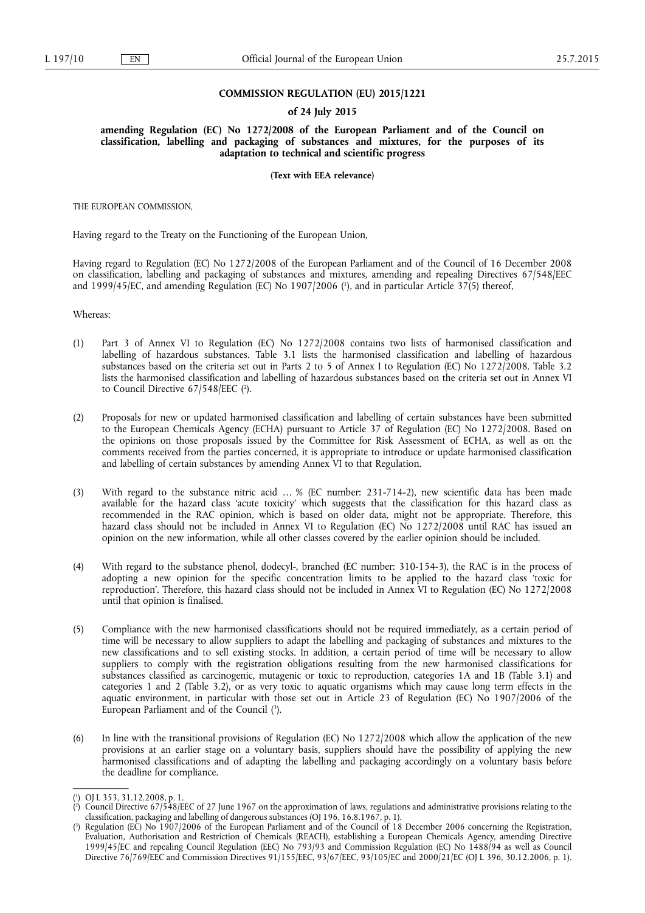**COMMISSION REGULATION (EU) 2015/1221**

**of 24 July 2015**

**amending Regulation (EC) No 1272/2008 of the European Parliament and of the Council on classification, labelling and packaging of substances and mixtures, for the purposes of its adaptation to technical and scientific progress**

**(Text with EEA relevance)**

THE EUROPEAN COMMISSION,

Having regard to the Treaty on the Functioning of the European Union,

Having regard to Regulation (EC) No 1272/2008 of the European Parliament and of the Council of 16 December 2008 on classification, labelling and packaging of substances and mixtures, amending and repealing Directives 67/548/EEC and 1999/45/EC, and amending Regulation (EC) No 1907/2006 [1], and in particular Article 37(5) thereof,

Whereas:

(1) Part 3 of Annex VI to Regulation (EC) No 1272/2008 contains two lists of harmonised classification and labelling of hazardous substances. Table 3.1 lists the harmonised classification and labelling of hazardous substances based on the criteria set out in Parts 2 to 5 of Annex I to Regulation (EC) No 1272/2008. Table 3.2 lists the harmonised classification and labelling of hazardous substances based on the criteria set out in Annex VI to Council Directive 67/548/EEC [2].

(2) Proposals for new or updated harmonised classification and labelling of certain substances have been submitted to the European Chemicals Agency (ECHA) pursuant to Article 37 of Regulation (EC) No 1272/2008. Based on the opinions on those proposals issued by the Committee for Risk Assessment of ECHA, as well as on the comments received from the parties concerned, it is appropriate to introduce or update harmonised classification and labelling of certain substances by amending Annex VI to that Regulation.

(3) With regard to the substance nitric acid … % (EC number: 231-714-2), new scientific data has been made available for the hazard class 'acute toxicity' which suggests that the classification for this hazard class as recommended in the RAC opinion, which is based on older data, might not be appropriate. Therefore, this hazard class should not be included in Annex VI to Regulation (EC) No 1272/2008 until RAC has issued an opinion on the new information, while all other classes covered by the earlier opinion should be included.

(4) With regard to the substance phenol, dodecyl-, branched (EC number: 310-154-3), the RAC is in the process of adopting a new opinion for the specific concentration limits to be applied to the hazard class 'toxic for reproduction'. Therefore, this hazard class should not be included in Annex VI to Regulation (EC) No 1272/2008 until that opinion is finalised.

(5) Compliance with the new harmonised classifications should not be required immediately, as a certain period of time will be necessary to allow suppliers to adapt the labelling and packaging of substances and mixtures to the new classifications and to sell existing stocks. In addition, a certain period of time will be necessary to allow suppliers to comply with the registration obligations resulting from the new harmonised classifications for substances classified as carcinogenic, mutagenic or toxic to reproduction, categories 1A and 1B (Table 3.1) and categories 1 and 2 (Table 3.2), or as very toxic to aquatic organisms which may cause long term effects in the aquatic environment, in particular with those set out in Article 23 of Regulation (EC) No 1907/2006 of the European Parliament and of the Council [3].

(6) In line with the transitional provisions of Regulation (EC) No 1272/2008 which allow the application of the new provisions at an earlier stage on a voluntary basis, suppliers should have the possibility of applying the new harmonised classifications and of adapting the labelling and packaging accordingly on a voluntary basis before the deadline for compliance.

---

[1] OJ L 353, 31.12.2008, p. 1.

[2] Council Directive 67/548/EEC of 27 June 1967 on the approximation of laws, regulations and administrative provisions relating to the classification, packaging and labelling of dangerous substances (OJ 196, 16.8.1967, p. 1).

[3] Regulation (EC) No 1907/2006 of the European Parliament and of the Council of 18 December 2006 concerning the Registration, Evaluation, Authorisation and Restriction of Chemicals (REACH), establishing a European Chemicals Agency, amending Directive 1999/45/EC and repealing Council Regulation (EEC) No 793/93 and Commission Regulation (EC) No 1488/94 as well as Council Directive 76/769/EEC and Commission Directives 91/155/EEC, 93/67/EEC, 93/105/EC and 2000/21/EC (OJ L 396, 30.12.2006, p. 1).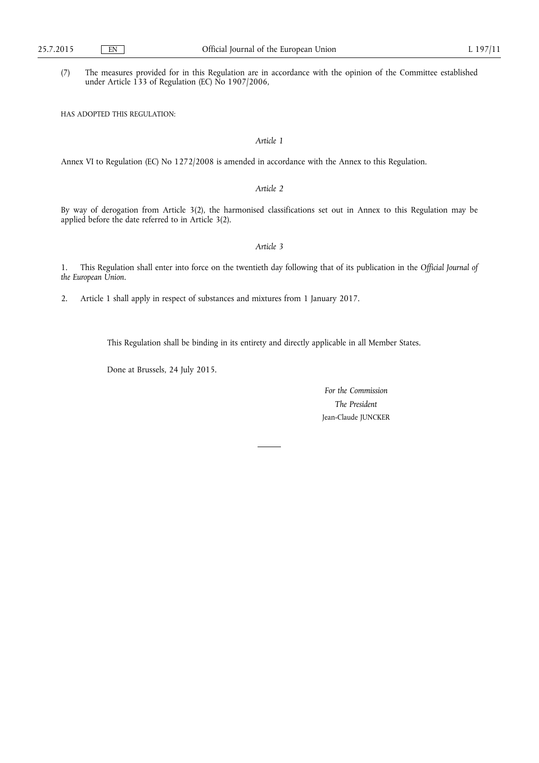(7) The measures provided for in this Regulation are in accordance with the opinion of the Committee established under Article 133 of Regulation (EC) No 1907/2006,

HAS ADOPTED THIS REGULATION:

*Article 1*

Annex VI to Regulation (EC) No 1272/2008 is amended in accordance with the Annex to this Regulation.

*Article 2*

By way of derogation from Article 3(2), the harmonised classifications set out in Annex to this Regulation may be applied before the date referred to in Article 3(2).

*Article 3*

1. This Regulation shall enter into force on the twentieth day following that of its publication in the *Official Journal of the European Union*.

2. Article 1 shall apply in respect of substances and mixtures from 1 January 2017.

This Regulation shall be binding in its entirety and directly applicable in all Member States.

Done at Brussels, 24 July 2015.

*For the Commission*

*The President*

Jean-Claude JUNCKER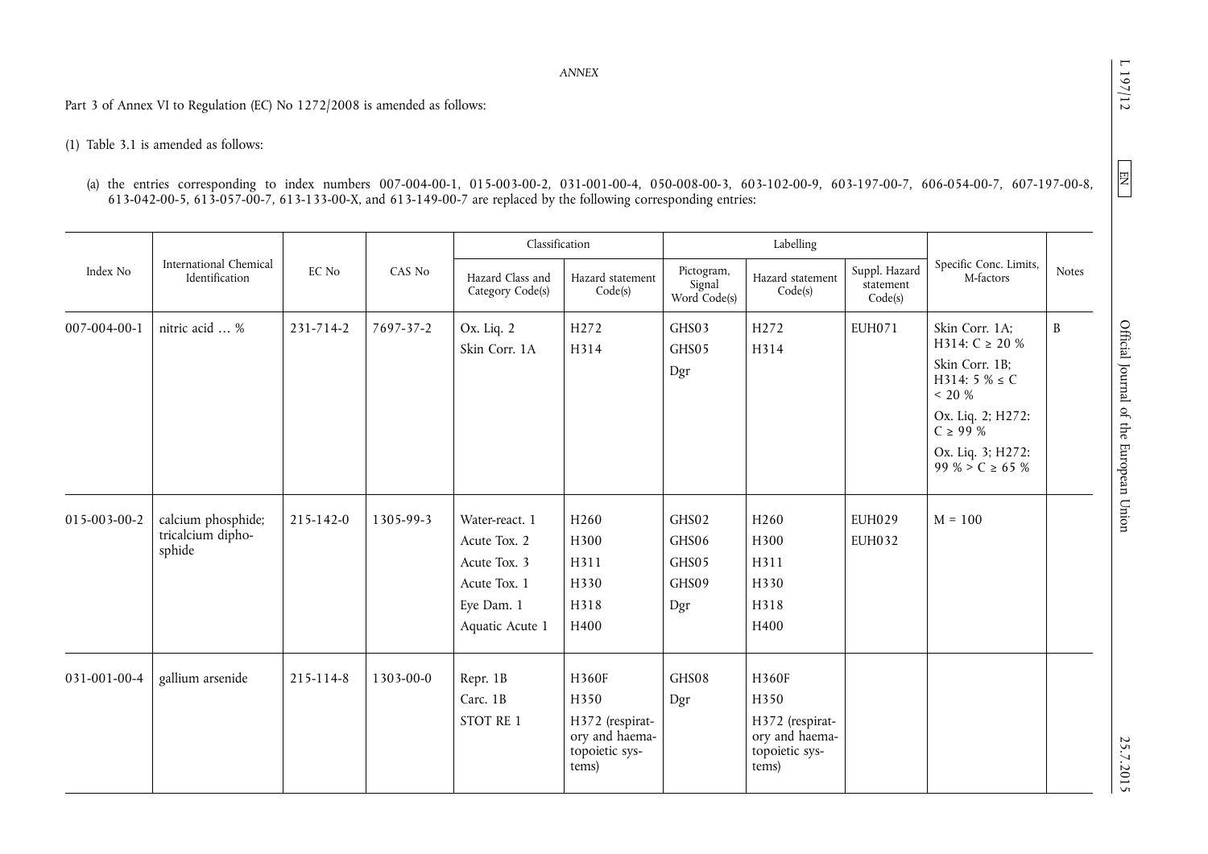*ANNEX*

Part 3 of Annex VI to Regulation (EC) No 1272/2008 is amended as follows:

(1) Table 3.1 is amended as follows:

(a) the entries corresponding to index numbers 007-004-00-1, 015-003-00-2, 031-001-00-4, 050-008-00-3, 603-102-00-9, 603-197-00-7, 606-054-00-7, 607-197-00-8, 613-042-00-5, 613-057-00-7, 613-133-00-X, and 613-149-00-7 are replaced by the following corresponding entries:

| Index No | International Chemical Identification | EC No | CAS No | Classification | | Labelling | | | Specific Conc. Limits, M-factors | Notes |
|---|---|---|---|---|---|---|---|---|---|---|
| | | | | Hazard Class and Category Code(s) | Hazard statement Code(s) | Pictogram, Signal Word Code(s) | Hazard statement Code(s) | Suppl. Hazard statement Code(s) | | |
| 007-004-00-1 | nitric acid … % | 231-714-2 | 7697-37-2 | Ox. Liq. 2<br>Skin Corr. 1A | H272<br>H314 | GHS03<br>GHS05<br>Dgr | H272<br>H314 | EUH071 | Skin Corr. 1A; H314: C ≥ 20 %<br>Skin Corr. 1B; H314: 5 % ≤ C < 20 %<br>Ox. Liq. 2; H272: C ≥ 99 %<br>Ox. Liq. 3; H272: 99 % > C ≥ 65 % | B |
| 015-003-00-2 | calcium phosphide; tricalcium diphosphide | 215-142-0 | 1305-99-3 | Water-react. 1<br>Acute Tox. 2<br>Acute Tox. 3<br>Acute Tox. 1<br>Eye Dam. 1<br>Aquatic Acute 1 | H260<br>H300<br>H311<br>H330<br>H318<br>H400 | GHS02<br>GHS06<br>GHS05<br>GHS09<br>Dgr | H260<br>H300<br>H311<br>H330<br>H318<br>H400 | EUH029<br>EUH032 | M = 100 | |
| 031-001-00-4 | gallium arsenide | 215-114-8 | 1303-00-0 | Repr. 1B<br>Carc. 1B<br>STOT RE 1 | H360F<br>H350<br>H372 (respiratory and haematopoietic systems) | GHS08<br>Dgr | H360F<br>H350<br>H372 (respiratory and haematopoietic systems) | | | |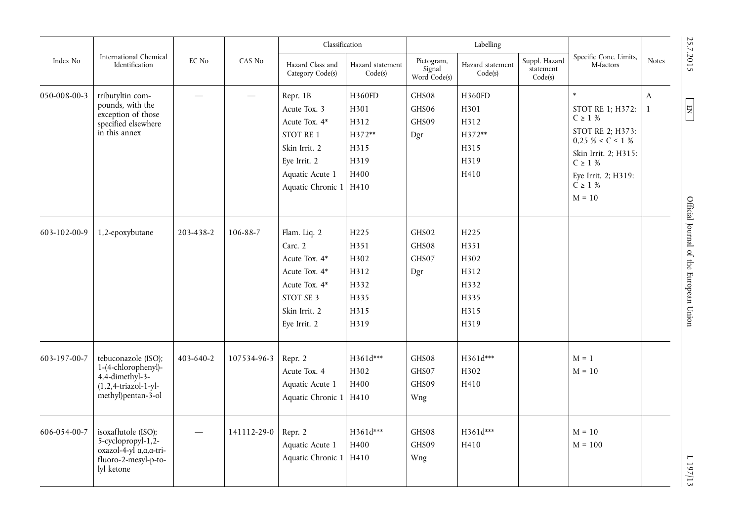| Index No | International Chemical Identification | EC No | CAS No | Classification | | Labelling | | | Specific Conc. Limits, M-factors | Notes |
|---|---|---|---|---|---|---|---|---|---|---|
| | | | | Hazard Class and Category Code(s) | Hazard statement Code(s) | Pictogram, Signal Word Code(s) | Hazard statement Code(s) | Suppl. Hazard statement Code(s) | | |
| 050-008-00-3 | tributyltin compounds, with the exception of those specified elsewhere in this annex | — | — | Repr. 1B<br>Acute Tox. 3<br>Acute Tox. 4*<br>STOT RE 1<br>Skin Irrit. 2<br>Eye Irrit. 2<br>Aquatic Acute 1<br>Aquatic Chronic 1 | H360FD<br>H301<br>H312<br>H372**<br>H315<br>H319<br>H400<br>H410 | GHS08<br>GHS06<br>GHS09<br>Dgr | H360FD<br>H301<br>H312<br>H372**<br>H315<br>H319<br>H410 | | *<br>STOT RE 1; H372: C ≥ 1 %<br>STOT RE 2; H373: 0,25 % ≤ C < 1 %<br>Skin Irrit. 2; H315: C ≥ 1 %<br>Eye Irrit. 2; H319: C ≥ 1 %<br>M = 10 | A<br>1 |
| 603-102-00-9 | 1,2-epoxybutane | 203-438-2 | 106-88-7 | Flam. Liq. 2<br>Carc. 2<br>Acute Tox. 4*<br>Acute Tox. 4*<br>Acute Tox. 4*<br>STOT SE 3<br>Skin Irrit. 2<br>Eye Irrit. 2 | H225<br>H351<br>H302<br>H312<br>H332<br>H335<br>H315<br>H319 | GHS02<br>GHS08<br>GHS07<br>Dgr | H225<br>H351<br>H302<br>H312<br>H332<br>H335<br>H315<br>H319 | | | |
| 603-197-00-7 | tebuconazole (ISO); 1-(4-chlorophenyl)-4,4-dimethyl-3-(1,2,4-triazol-1-ylmethyl)pentan-3-ol | 403-640-2 | 107534-96-3 | Repr. 2<br>Acute Tox. 4<br>Aquatic Acute 1<br>Aquatic Chronic 1 | H361d***<br>H302<br>H400<br>H410 | GHS08<br>GHS07<br>GHS09<br>Wng | H361d***<br>H302<br>H410 | | M = 1<br>M = 10 | |
| 606-054-00-7 | isoxaflutole (ISO); 5-cyclopropyl-1,2-oxazol-4-yl α,α,α-trifluoro-2-mesyl-p-tolyl ketone | — | 141112-29-0 | Repr. 2<br>Aquatic Acute 1<br>Aquatic Chronic 1 | H361d***<br>H400<br>H410 | GHS08<br>GHS09<br>Wng | H361d***<br>H410 | | M = 10<br>M = 100 | |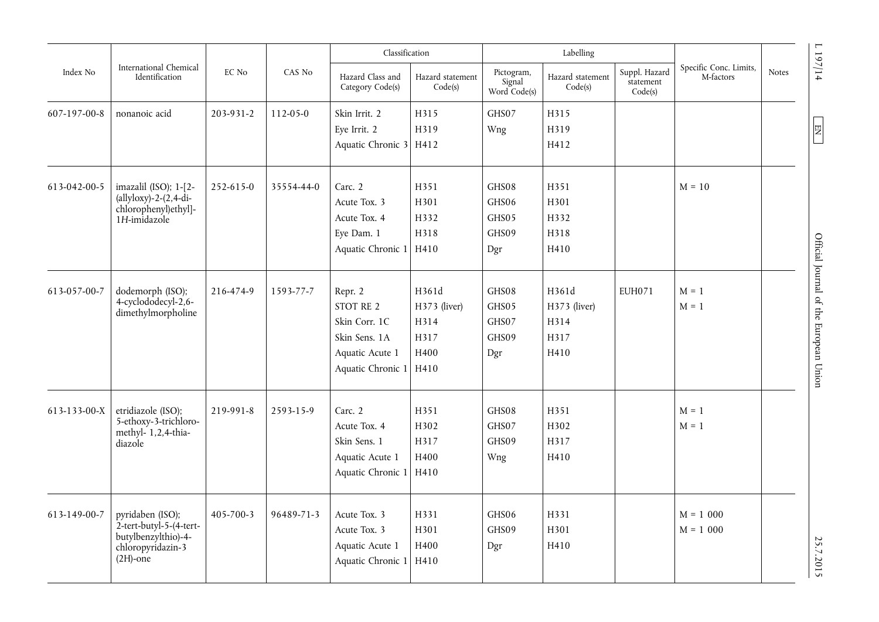| Index No | International Chemical Identification | EC No | CAS No | Classification | | Labelling | | | Specific Conc. Limits, M-factors | Notes |
|---|---|---|---|---|---|---|---|---|---|---|
| | | | | Hazard Class and Category Code(s) | Hazard statement Code(s) | Pictogram, Signal Word Code(s) | Hazard statement Code(s) | Suppl. Hazard statement Code(s) | | |
| 607-197-00-8 | nonanoic acid | 203-931-2 | 112-05-0 | Skin Irrit. 2<br>Eye Irrit. 2<br>Aquatic Chronic 3 | H315<br>H319<br>H412 | GHS07<br>Wng | H315<br>H319<br>H412 | | | |
| 613-042-00-5 | imazalil (ISO); 1-[2-(allyloxy)-2-(2,4-di-chlorophenyl)ethyl]-1*H*-imidazole | 252-615-0 | 35554-44-0 | Carc. 2<br>Acute Tox. 3<br>Acute Tox. 4<br>Eye Dam. 1<br>Aquatic Chronic 1 | H351<br>H301<br>H332<br>H318<br>H410 | GHS08<br>GHS06<br>GHS05<br>GHS09<br>Dgr | H351<br>H301<br>H332<br>H318<br>H410 | | M = 10 | |
| 613-057-00-7 | dodemorph (ISO); 4-cyclododecyl-2,6-dimethylmorpholine | 216-474-9 | 1593-77-7 | Repr. 2<br>STOT RE 2<br>Skin Corr. 1C<br>Skin Sens. 1A<br>Aquatic Acute 1<br>Aquatic Chronic 1 | H361d<br>H373 (liver)<br>H314<br>H317<br>H400<br>H410 | GHS08<br>GHS05<br>GHS07<br>GHS09<br>Dgr | H361d<br>H373 (liver)<br>H314<br>H317<br>H410 | EUH071 | M = 1<br>M = 1 | |
| 613-133-00-X | etridiazole (ISO); 5-ethoxy-3-trichloro-methyl- 1,2,4-thia-diazole | 219-991-8 | 2593-15-9 | Carc. 2<br>Acute Tox. 4<br>Skin Sens. 1<br>Aquatic Acute 1<br>Aquatic Chronic 1 | H351<br>H302<br>H317<br>H400<br>H410 | GHS08<br>GHS07<br>GHS09<br>Wng | H351<br>H302<br>H317<br>H410 | | M = 1<br>M = 1 | |
| 613-149-00-7 | pyridaben (ISO); 2-tert-butyl-5-(4-tert-butylbenzylthio)-4-chloropyridazin-3 (2H)-one | 405-700-3 | 96489-71-3 | Acute Tox. 3<br>Acute Tox. 3<br>Aquatic Acute 1<br>Aquatic Chronic 1 | H331<br>H301<br>H400<br>H410 | GHS06<br>GHS09<br>Dgr | H331<br>H301<br>H410 | | M = 1 000<br>M = 1 000 | |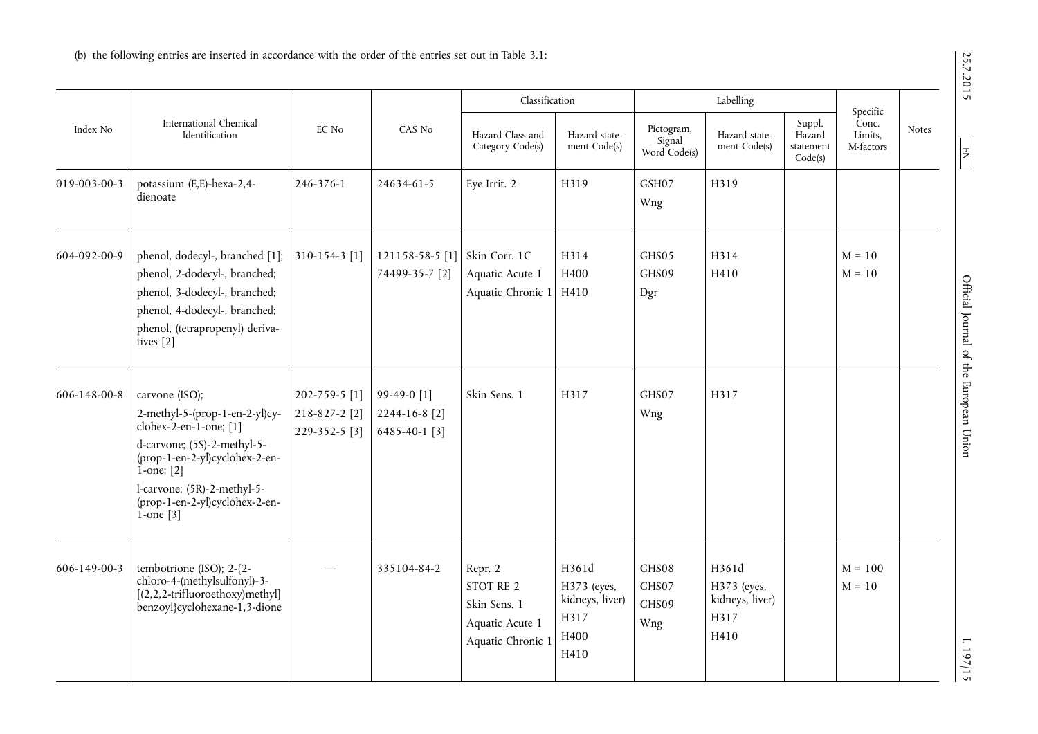(b) the following entries are inserted in accordance with the order of the entries set out in Table 3.1:

| Index No | International Chemical Identification | EC No | CAS No | Classification | | Labelling | | | Specific Conc. Limits, M-factors | Notes |
|---|---|---|---|---|---|---|---|---|---|---|
| | | | | Hazard Class and Category Code(s) | Hazard statement Code(s) | Pictogram, Signal Word Code(s) | Hazard statement Code(s) | Suppl. Hazard statement Code(s) | | |
| 019-003-00-3 | potassium (E,E)-hexa-2,4-dienoate | 246-376-1 | 24634-61-5 | Eye Irrit. 2 | H319 | GSH07<br>Wng | H319 | | | |
| 604-092-00-9 | phenol, dodecyl-, branched [1];<br>phenol, 2-dodecyl-, branched;<br>phenol, 3-dodecyl-, branched;<br>phenol, 4-dodecyl-, branched;<br>phenol, (tetrapropenyl) derivatives [2] | 310-154-3 [1] | 121158-58-5 [1]<br>74499-35-7 [2] | Skin Corr. 1C<br>Aquatic Acute 1<br>Aquatic Chronic 1 | H314<br>H400<br>H410 | GHS05<br>GHS09<br>Dgr | H314<br>H410 | | M = 10<br>M = 10 | |
| 606-148-00-8 | carvone (ISO);<br>2-methyl-5-(prop-1-en-2-yl)cyclohex-2-en-1-one; [1]<br>d-carvone; (5S)-2-methyl-5-(prop-1-en-2-yl)cyclohex-2-en-1-one; [2]<br>l-carvone; (5R)-2-methyl-5-(prop-1-en-2-yl)cyclohex-2-en-1-one [3] | 202-759-5 [1]<br>218-827-2 [2]<br>229-352-5 [3] | 99-49-0 [1]<br>2244-16-8 [2]<br>6485-40-1 [3] | Skin Sens. 1 | H317 | GHS07<br>Wng | H317 | | | |
| 606-149-00-3 | tembotrione (ISO); 2-{2-chloro-4-(methylsulfonyl)-3-[(2,2,2-trifluoroethoxy)methyl]benzoyl}cyclohexane-1,3-dione | — | 335104-84-2 | Repr. 2<br>STOT RE 2<br>Skin Sens. 1<br>Aquatic Acute 1<br>Aquatic Chronic 1 | H361d<br>H373 (eyes, kidneys, liver)<br>H317<br>H400<br>H410 | GHS08<br>GHS07<br>GHS09<br>Wng | H361d<br>H373 (eyes, kidneys, liver)<br>H317<br>H410 | | M = 100<br>M = 10 | |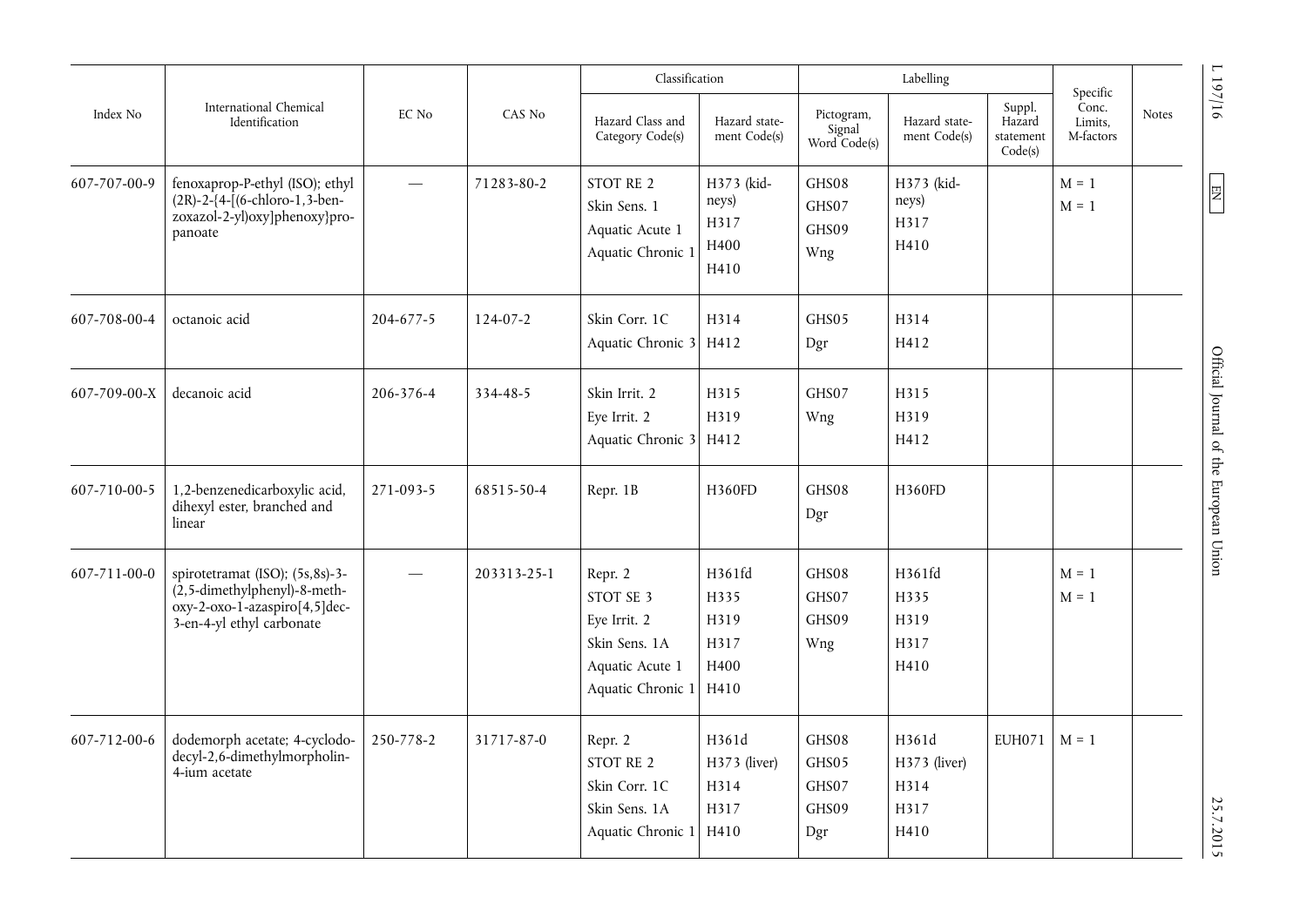| Index No | International Chemical Identification | EC No | CAS No | Classification | | Labelling | | | Specific Conc. Limits, M-factors | Notes |
|---|---|---|---|---|---|---|---|---|---|---|
| | | | | Hazard Class and Category Code(s) | Hazard statement Code(s) | Pictogram, Signal Word Code(s) | Hazard statement Code(s) | Suppl. Hazard statement Code(s) | | |
| 607-707-00-9 | fenoxaprop-P-ethyl (ISO); ethyl (2R)-2-{4-[(6-chloro-1,3-benzoxazol-2-yl)oxy]phenoxy}propanoate | — | 71283-80-2 | STOT RE 2<br>Skin Sens. 1<br>Aquatic Acute 1<br>Aquatic Chronic 1 | H373 (kidneys)<br>H317<br>H400<br>H410 | GHS08<br>GHS07<br>GHS09<br>Wng | H373 (kidneys)<br>H317<br>H410 | | M = 1<br>M = 1 | |
| 607-708-00-4 | octanoic acid | 204-677-5 | 124-07-2 | Skin Corr. 1C<br>Aquatic Chronic 3 | H314<br>H412 | GHS05<br>Dgr | H314<br>H412 | | | |
| 607-709-00-X | decanoic acid | 206-376-4 | 334-48-5 | Skin Irrit. 2<br>Eye Irrit. 2<br>Aquatic Chronic 3 | H315<br>H319<br>H412 | GHS07<br>Wng | H315<br>H319<br>H412 | | | |
| 607-710-00-5 | 1,2-benzenedicarboxylic acid, dihexyl ester, branched and linear | 271-093-5 | 68515-50-4 | Repr. 1B | H360FD | GHS08<br>Dgr | H360FD | | | |
| 607-711-00-0 | spirotetramat (ISO); (5s,8s)-3-(2,5-dimethylphenyl)-8-methoxy-2-oxo-1-azaspiro[4,5]dec-3-en-4-yl ethyl carbonate | — | 203313-25-1 | Repr. 2<br>STOT SE 3<br>Eye Irrit. 2<br>Skin Sens. 1A<br>Aquatic Acute 1<br>Aquatic Chronic 1 | H361fd<br>H335<br>H319<br>H317<br>H400<br>H410 | GHS08<br>GHS07<br>GHS09<br>Wng | H361fd<br>H335<br>H319<br>H317<br>H410 | | M = 1<br>M = 1 | |
| 607-712-00-6 | dodemorph acetate; 4-cyclododecyl-2,6-dimethylmorpholin-4-ium acetate | 250-778-2 | 31717-87-0 | Repr. 2<br>STOT RE 2<br>Skin Corr. 1C<br>Skin Sens. 1A<br>Aquatic Chronic 1 | H361d<br>H373 (liver)<br>H314<br>H317<br>H410 | GHS08<br>GHS05<br>GHS07<br>GHS09<br>Dgr | H361d<br>H373 (liver)<br>H314<br>H317<br>H410 | EUH071 | M = 1 | |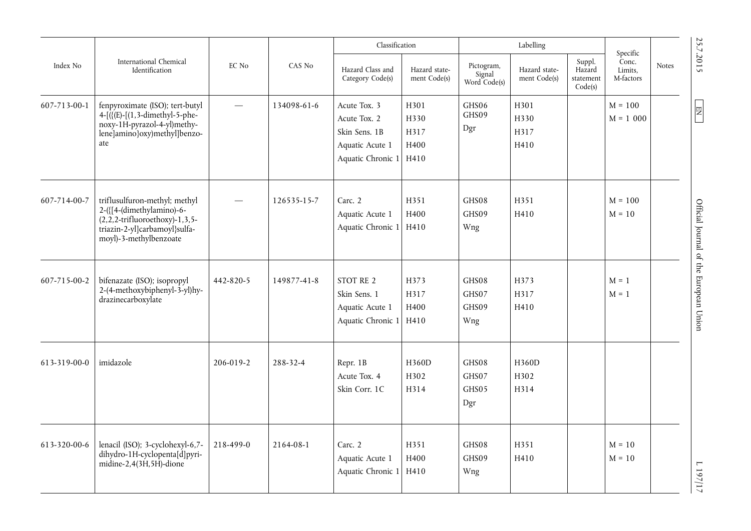| Index No | International Chemical Identification | EC No | CAS No | Classification | | Labelling | | | Specific Conc. Limits, M-factors | Notes |
|---|---|---|---|---|---|---|---|---|---|---|
| | | | | Hazard Class and Category Code(s) | Hazard statement Code(s) | Pictogram, Signal Word Code(s) | Hazard statement Code(s) | Suppl. Hazard statement Code(s) | | |
| 607-713-00-1 | fenpyroximate (ISO); tert-butyl 4-[({(E)-[(1,3-dimethyl-5-phenoxy-1H-pyrazol-4-yl)methylene]amino}oxy)methyl]benzoate | — | 134098-61-6 | Acute Tox. 3<br>Acute Tox. 2<br>Skin Sens. 1B<br>Aquatic Acute 1<br>Aquatic Chronic 1 | H301<br>H330<br>H317<br>H400<br>H410 | GHS06<br>GHS09<br>Dgr | H301<br>H330<br>H317<br>H410 | | M = 100<br>M = 1 000 | |
| 607-714-00-7 | triflusulfuron-methyl; methyl 2-({[4-(dimethylamino)-6-(2,2,2-trifluoroethoxy)-1,3,5-triazin-2-yl]carbamoyl}sulfamoyl)-3-methylbenzoate | — | 126535-15-7 | Carc. 2<br>Aquatic Acute 1<br>Aquatic Chronic 1 | H351<br>H400<br>H410 | GHS08<br>GHS09<br>Wng | H351<br>H410 | | M = 100<br>M = 10 | |
| 607-715-00-2 | bifenazate (ISO); isopropyl 2-(4-methoxybiphenyl-3-yl)hydrazinecarboxylate | 442-820-5 | 149877-41-8 | STOT RE 2<br>Skin Sens. 1<br>Aquatic Acute 1<br>Aquatic Chronic 1 | H373<br>H317<br>H400<br>H410 | GHS08<br>GHS07<br>GHS09<br>Wng | H373<br>H317<br>H410 | | M = 1<br>M = 1 | |
| 613-319-00-0 | imidazole | 206-019-2 | 288-32-4 | Repr. 1B<br>Acute Tox. 4<br>Skin Corr. 1C | H360D<br>H302<br>H314 | GHS08<br>GHS07<br>GHS05<br>Dgr | H360D<br>H302<br>H314 | | | |
| 613-320-00-6 | lenacil (ISO); 3-cyclohexyl-6,7-dihydro-1H-cyclopenta[d]pyrimidine-2,4(3H,5H)-dione | 218-499-0 | 2164-08-1 | Carc. 2<br>Aquatic Acute 1<br>Aquatic Chronic 1 | H351<br>H400<br>H410 | GHS08<br>GHS09<br>Wng | H351<br>H410 | | M = 10<br>M = 10 | |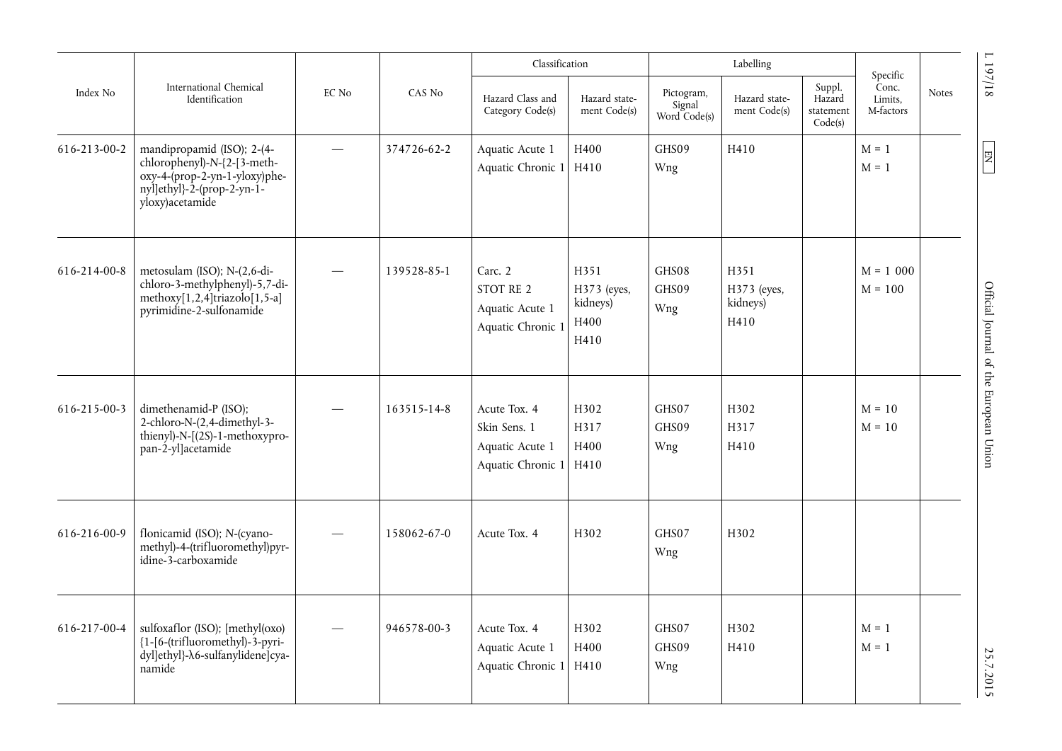| Index No | International Chemical Identification | EC No | CAS No | Classification | | Labelling | | | Specific Conc. Limits, M-factors | Notes |
|---|---|---|---|---|---|---|---|---|---|---|
| | | | | Hazard Class and Category Code(s) | Hazard statement Code(s) | Pictogram, Signal Word Code(s) | Hazard statement Code(s) | Suppl. Hazard statement Code(s) | | |
| 616-213-00-2 | mandipropamid (ISO); 2-(4-chlorophenyl)-N-{2-[3-methoxy-4-(prop-2-yn-1-yloxy)phenyl]ethyl}-2-(prop-2-yn-1-yloxy)acetamide | — | 374726-62-2 | Aquatic Acute 1<br>Aquatic Chronic 1 | H400<br>H410 | GHS09<br>Wng | H410 | | M = 1<br>M = 1 | |
| 616-214-00-8 | metosulam (ISO); N-(2,6-dichloro-3-methylphenyl)-5,7-dimethoxy[1,2,4]triazolo[1,5-a]pyrimidine-2-sulfonamide | — | 139528-85-1 | Carc. 2<br>STOT RE 2<br>Aquatic Acute 1<br>Aquatic Chronic 1 | H351<br>H373 (eyes, kidneys)<br>H400<br>H410 | GHS08<br>GHS09<br>Wng | H351<br>H373 (eyes, kidneys)<br>H410 | | M = 1 000<br>M = 100 | |
| 616-215-00-3 | dimethenamid-P (ISO); 2-chloro-N-(2,4-dimethyl-3-thienyl)-N-[(2S)-1-methoxypropan-2-yl]acetamide | — | 163515-14-8 | Acute Tox. 4<br>Skin Sens. 1<br>Aquatic Acute 1<br>Aquatic Chronic 1 | H302<br>H317<br>H400<br>H410 | GHS07<br>GHS09<br>Wng | H302<br>H317<br>H410 | | M = 10<br>M = 10 | |
| 616-216-00-9 | flonicamid (ISO); N-(cyanomethyl)-4-(trifluoromethyl)pyridine-3-carboxamide | — | 158062-67-0 | Acute Tox. 4 | H302 | GHS07<br>Wng | H302 | | | |
| 616-217-00-4 | sulfoxaflor (ISO); [methyl(oxo){1-[6-(trifluoromethyl)-3-pyridyl]ethyl}-λ6-sulfanylidene]cyanamide | — | 946578-00-3 | Acute Tox. 4<br>Aquatic Acute 1<br>Aquatic Chronic 1 | H302<br>H400<br>H410 | GHS07<br>GHS09<br>Wng | H302<br>H410 | | M = 1<br>M = 1 | |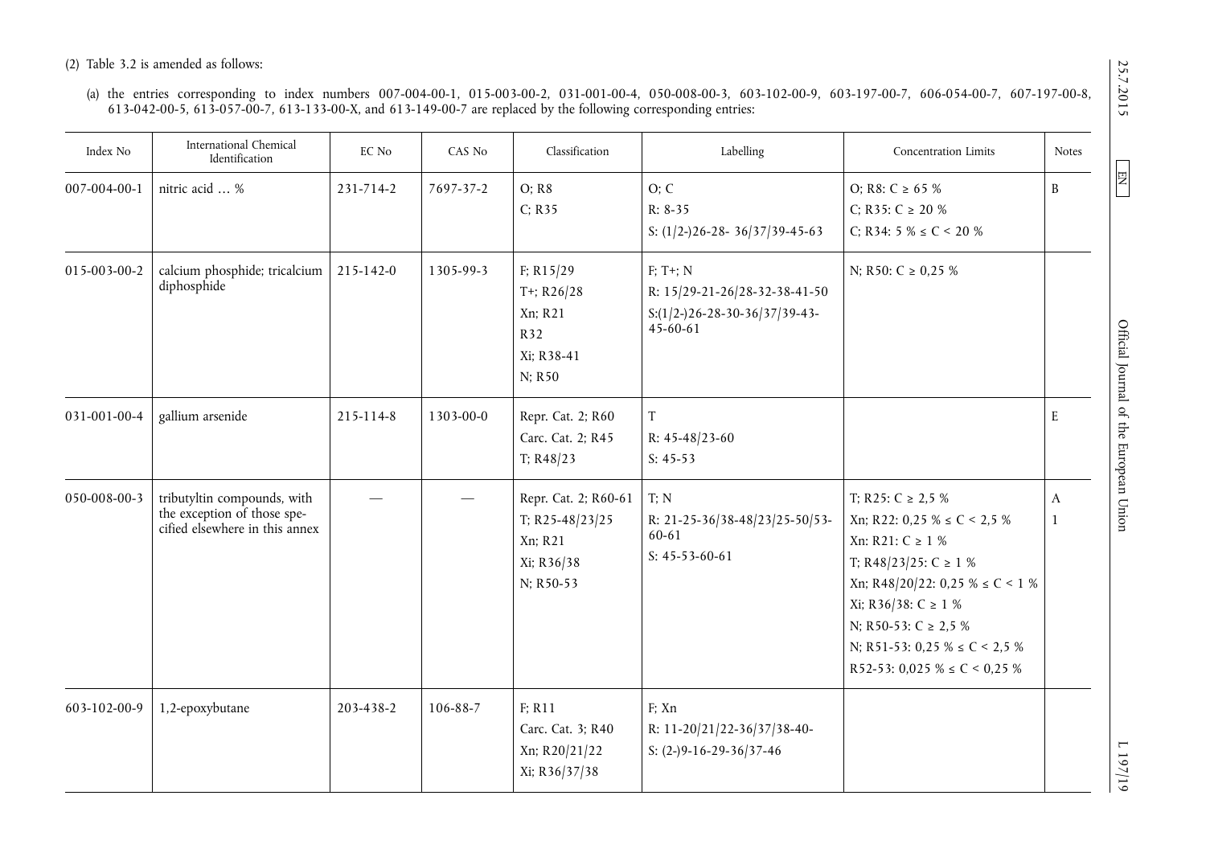(2) Table 3.2 is amended as follows:

(a) the entries corresponding to index numbers 007-004-00-1, 015-003-00-2, 031-001-00-4, 050-008-00-3, 603-102-00-9, 603-197-00-7, 606-054-00-7, 607-197-00-8, 613-042-00-5, 613-057-00-7, 613-133-00-X, and 613-149-00-7 are replaced by the following corresponding entries:

| Index No | International Chemical Identification | EC No | CAS No | Classification | Labelling | Concentration Limits | Notes |
|---|---|---|---|---|---|---|---|
| 007-004-00-1 | nitric acid … % | 231-714-2 | 7697-37-2 | O; R8<br>C; R35 | O; C<br>R: 8-35<br>S: (1/2-)26-28- 36/37/39-45-63 | O; R8: C ≥ 65 %<br>C; R35: C ≥ 20 %<br>C; R34: 5 % ≤ C < 20 % | B |
| 015-003-00-2 | calcium phosphide; tricalcium diphosphide | 215-142-0 | 1305-99-3 | F; R15/29<br>T+; R26/28<br>Xn; R21<br>R32<br>Xi; R38-41<br>N; R50 | F; T+; N<br>R: 15/29-21-26/28-32-38-41-50<br>S:(1/2-)26-28-30-36/37/39-43-45-60-61 | N; R50: C ≥ 0,25 % | |
| 031-001-00-4 | gallium arsenide | 215-114-8 | 1303-00-0 | Repr. Cat. 2; R60<br>Carc. Cat. 2; R45<br>T; R48/23 | T<br>R: 45-48/23-60<br>S: 45-53 | | E |
| 050-008-00-3 | tributyltin compounds, with the exception of those specified elsewhere in this annex | — | — | Repr. Cat. 2; R60-61<br>T; R25-48/23/25<br>Xn; R21<br>Xi; R36/38<br>N; R50-53 | T; N<br>R: 21-25-36/38-48/23/25-50/53-60-61<br>S: 45-53-60-61 | T; R25: C ≥ 2,5 %<br>Xn; R22: 0,25 % ≤ C < 2,5 %<br>Xn: R21: C ≥ 1 %<br>T; R48/23/25: C ≥ 1 %<br>Xn; R48/20/22: 0,25 % ≤ C < 1 %<br>Xi; R36/38: C ≥ 1 %<br>N; R50-53: C ≥ 2,5 %<br>N; R51-53: 0,25 % ≤ C < 2,5 %<br>R52-53: 0,025 % ≤ C < 0,25 % | A<br>1 |
| 603-102-00-9 | 1,2-epoxybutane | 203-438-2 | 106-88-7 | F; R11<br>Carc. Cat. 3; R40<br>Xn; R20/21/22<br>Xi; R36/37/38 | F; Xn<br>R: 11-20/21/22-36/37/38-40-<br>S: (2-)9-16-29-36/37-46 | | |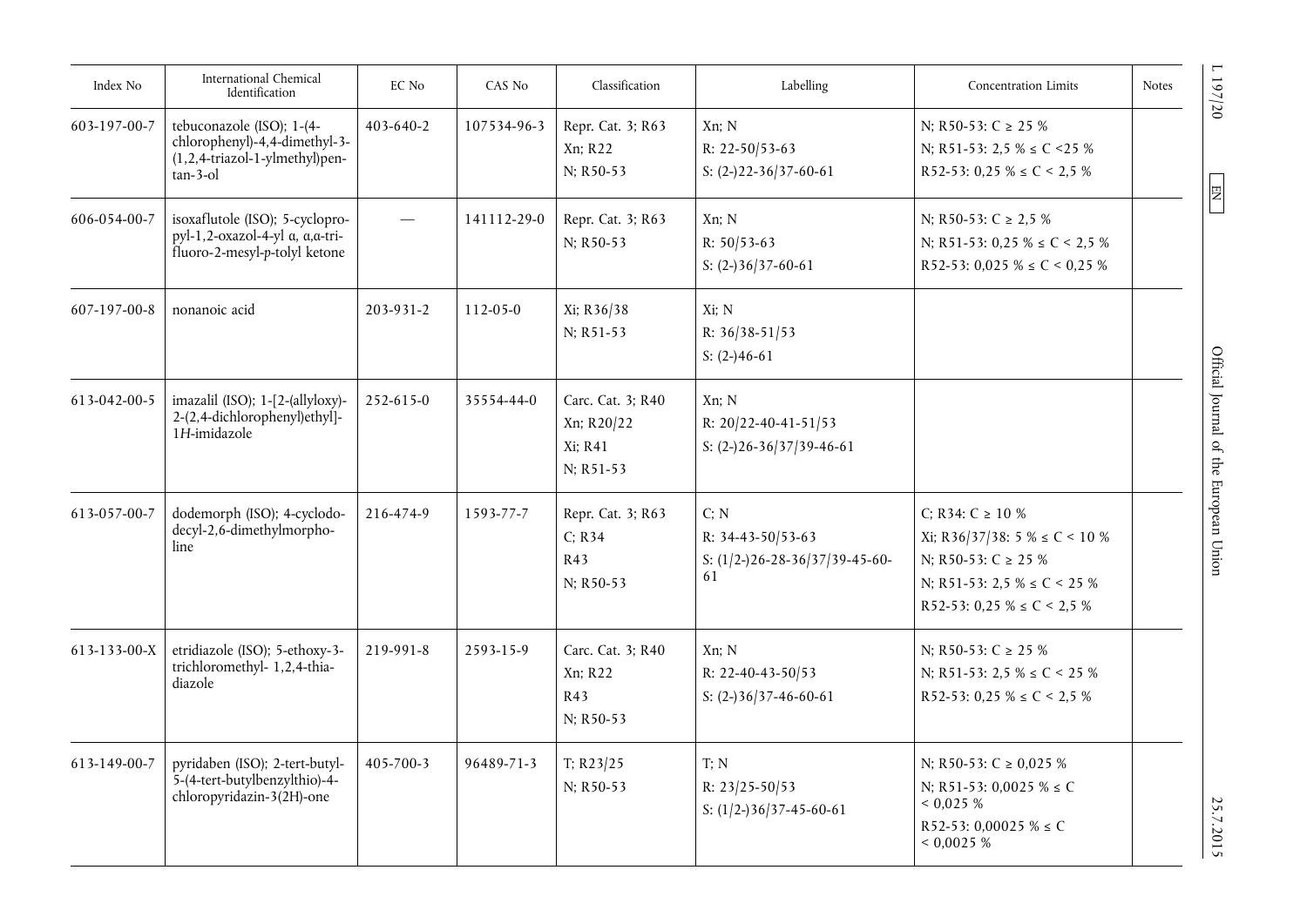| Index No | International Chemical Identification | EC No | CAS No | Classification | Labelling | Concentration Limits | Notes |
|---|---|---|---|---|---|---|---|
| 603-197-00-7 | tebuconazole (ISO); 1-(4-chlorophenyl)-4,4-dimethyl-3-(1,2,4-triazol-1-ylmethyl)pentan-3-ol | 403-640-2 | 107534-96-3 | Repr. Cat. 3; R63<br>Xn; R22<br>N; R50-53 | Xn; N<br>R: 22-50/53-63<br>S: (2-)22-36/37-60-61 | N; R50-53: C ≥ 25 %<br>N; R51-53: 2,5 % ≤ C <25 %<br>R52-53: 0,25 % ≤ C < 2,5 % | |
| 606-054-00-7 | isoxaflutole (ISO); 5-cyclopropyl-1,2-oxazol-4-yl α, α,α-trifluoro-2-mesyl-*p*-tolyl ketone | — | 141112-29-0 | Repr. Cat. 3; R63<br>N; R50-53 | Xn; N<br>R: 50/53-63<br>S: (2-)36/37-60-61 | N; R50-53: C ≥ 2,5 %<br>N; R51-53: 0,25 % ≤ C < 2,5 %<br>R52-53: 0,025 % ≤ C < 0,25 % | |
| 607-197-00-8 | nonanoic acid | 203-931-2 | 112-05-0 | Xi; R36/38<br>N; R51-53 | Xi; N<br>R: 36/38-51/53<br>S: (2-)46-61 | | |
| 613-042-00-5 | imazalil (ISO); 1-[2-(allyloxy)-2-(2,4-dichlorophenyl)ethyl]-1*H*-imidazole | 252-615-0 | 35554-44-0 | Carc. Cat. 3; R40<br>Xn; R20/22<br>Xi; R41<br>N; R51-53 | Xn; N<br>R: 20/22-40-41-51/53<br>S: (2-)26-36/37/39-46-61 | | |
| 613-057-00-7 | dodemorph (ISO); 4-cyclododecyl-2,6-dimethylmorpholine | 216-474-9 | 1593-77-7 | Repr. Cat. 3; R63<br>C; R34<br>R43<br>N; R50-53 | C; N<br>R: 34-43-50/53-63<br>S: (1/2-)26-28-36/37/39-45-60-61 | C; R34: C ≥ 10 %<br>Xi; R36/37/38: 5 % ≤ C < 10 %<br>N; R50-53: C ≥ 25 %<br>N; R51-53: 2,5 % ≤ C < 25 %<br>R52-53: 0,25 % ≤ C < 2,5 % | |
| 613-133-00-X | etridiazole (ISO); 5-ethoxy-3-trichloromethyl- 1,2,4-thiadiazole | 219-991-8 | 2593-15-9 | Carc. Cat. 3; R40<br>Xn; R22<br>R43<br>N; R50-53 | Xn; N<br>R: 22-40-43-50/53<br>S: (2-)36/37-46-60-61 | N; R50-53: C ≥ 25 %<br>N; R51-53: 2,5 % ≤ C < 25 %<br>R52-53: 0,25 % ≤ C < 2,5 % | |
| 613-149-00-7 | pyridaben (ISO); 2-tert-butyl-5-(4-tert-butylbenzylthio)-4-chloropyridazin-3(2H)-one | 405-700-3 | 96489-71-3 | T; R23/25<br>N; R50-53 | T; N<br>R: 23/25-50/53<br>S: (1/2-)36/37-45-60-61 | N; R50-53: C ≥ 0,025 %<br>N; R51-53: 0,0025 % ≤ C < 0,025 %<br>R52-53: 0,00025 % ≤ C < 0,0025 % | |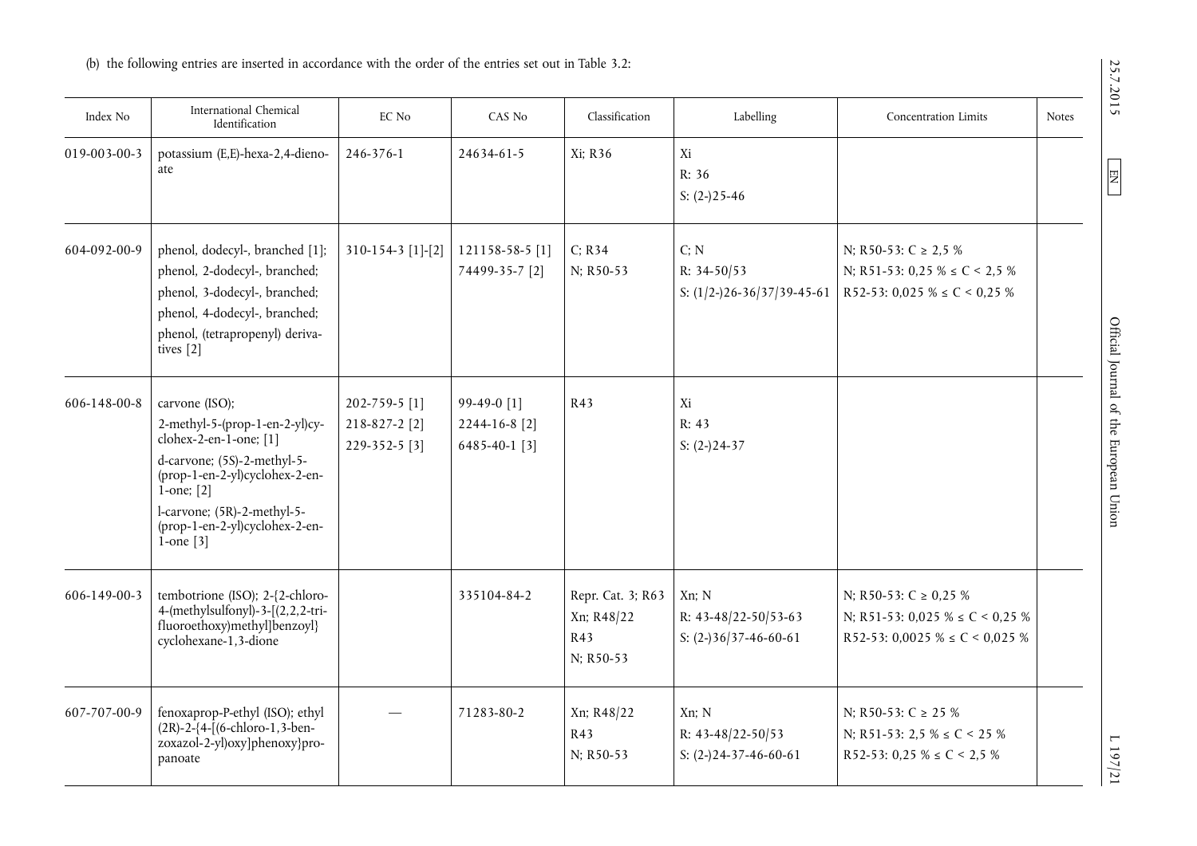(b) the following entries are inserted in accordance with the order of the entries set out in Table 3.2:

| Index No | International Chemical Identification | EC No | CAS No | Classification | Labelling | Concentration Limits | Notes |
|---|---|---|---|---|---|---|---|
| 019-003-00-3 | potassium (E,E)-hexa-2,4-dienoate | 246-376-1 | 24634-61-5 | Xi; R36 | Xi<br>R: 36<br>S: (2-)25-46 | | |
| 604-092-00-9 | phenol, dodecyl-, branched [1];<br>phenol, 2-dodecyl-, branched;<br>phenol, 3-dodecyl-, branched;<br>phenol, 4-dodecyl-, branched;<br>phenol, (tetrapropenyl) derivatives [2] | 310-154-3 [1]-[2] | 121158-58-5 [1]<br>74499-35-7 [2] | C; R34<br>N; R50-53 | C; N<br>R: 34-50/53<br>S: (1/2-)26-36/37/39-45-61 | N; R50-53: C ≥ 2,5 %<br>N; R51-53: 0,25 % ≤ C < 2,5 %<br>R52-53: 0,025 % ≤ C < 0,25 % | |
| 606-148-00-8 | carvone (ISO);<br>2-methyl-5-(prop-1-en-2-yl)cyclohex-2-en-1-one; [1]<br>d-carvone; (5S)-2-methyl-5-(prop-1-en-2-yl)cyclohex-2-en-1-one; [2]<br>l-carvone; (5R)-2-methyl-5-(prop-1-en-2-yl)cyclohex-2-en-1-one [3] | 202-759-5 [1]<br>218-827-2 [2]<br>229-352-5 [3] | 99-49-0 [1]<br>2244-16-8 [2]<br>6485-40-1 [3] | R43 | Xi<br>R: 43<br>S: (2-)24-37 | | |
| 606-149-00-3 | tembotrione (ISO); 2-{2-chloro-4-(methylsulfonyl)-3-[(2,2,2-trifluoroethoxy)methyl]benzoyl} cyclohexane-1,3-dione | | 335104-84-2 | Repr. Cat. 3; R63<br>Xn; R48/22<br>R43<br>N; R50-53 | Xn; N<br>R: 43-48/22-50/53-63<br>S: (2-)36/37-46-60-61 | N; R50-53: C ≥ 0,25 %<br>N; R51-53: 0,025 % ≤ C < 0,25 %<br>R52-53: 0,0025 % ≤ C < 0,025 % | |
| 607-707-00-9 | fenoxaprop-P-ethyl (ISO); ethyl (2R)-2-{4-[(6-chloro-1,3-benzoxazol-2-yl)oxy]phenoxy}propanoate | — | 71283-80-2 | Xn; R48/22<br>R43<br>N; R50-53 | Xn; N<br>R: 43-48/22-50/53<br>S: (2-)24-37-46-60-61 | N; R50-53: C ≥ 25 %<br>N; R51-53: 2,5 % ≤ C < 25 %<br>R52-53: 0,25 % ≤ C < 2,5 % | |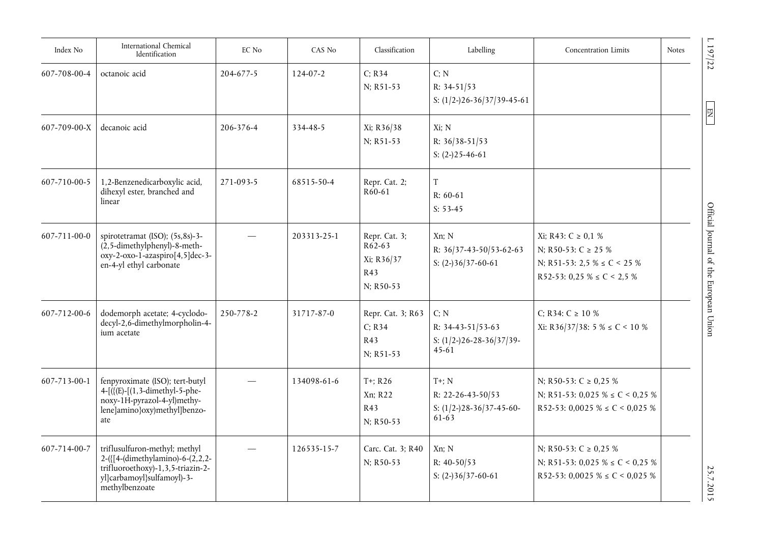| Index No | International Chemical Identification | EC No | CAS No | Classification | Labelling | Concentration Limits | Notes |
|---|---|---|---|---|---|---|---|
| 607-708-00-4 | octanoic acid | 204-677-5 | 124-07-2 | C; R34<br>N; R51-53 | C; N<br>R: 34-51/53<br>S: (1/2-)26-36/37/39-45-61 | | |
| 607-709-00-X | decanoic acid | 206-376-4 | 334-48-5 | Xi; R36/38<br>N; R51-53 | Xi; N<br>R: 36/38-51/53<br>S: (2-)25-46-61 | | |
| 607-710-00-5 | 1,2-Benzenedicarboxylic acid, dihexyl ester, branched and linear | 271-093-5 | 68515-50-4 | Repr. Cat. 2; R60-61 | T<br>R: 60-61<br>S: 53-45 | | |
| 607-711-00-0 | spirotetramat (ISO); (5s,8s)-3-(2,5-dimethylphenyl)-8-methoxy-2-oxo-1-azaspiro[4,5]dec-3-en-4-yl ethyl carbonate | — | 203313-25-1 | Repr. Cat. 3; R62-63<br>Xi; R36/37<br>R43<br>N; R50-53 | Xn; N<br>R: 36/37-43-50/53-62-63<br>S: (2-)36/37-60-61 | Xi; R43: C ≥ 0,1 %<br>N; R50-53: C ≥ 25 %<br>N; R51-53: 2,5 % ≤ C < 25 %<br>R52-53: 0,25 % ≤ C < 2,5 % | |
| 607-712-00-6 | dodemorph acetate; 4-cyclododecyl-2,6-dimethylmorpholin-4-ium acetate | 250-778-2 | 31717-87-0 | Repr. Cat. 3; R63<br>C; R34<br>R43<br>N; R51-53 | C; N<br>R: 34-43-51/53-63<br>S: (1/2-)26-28-36/37/39-45-61 | C; R34: C ≥ 10 %<br>Xi: R36/37/38: 5 % ≤ C < 10 % | |
| 607-713-00-1 | fenpyroximate (ISO); tert-butyl 4-[({(E)-[(1,3-dimethyl-5-phenoxy-1H-pyrazol-4-yl)methylene]amino}oxy)methyl]benzoate | — | 134098-61-6 | T+; R26<br>Xn; R22<br>R43<br>N; R50-53 | T+; N<br>R: 22-26-43-50/53<br>S: (1/2-)28-36/37-45-60-61-63 | N; R50-53: C ≥ 0,25 %<br>N; R51-53: 0,025 % ≤ C < 0,25 %<br>R52-53: 0,0025 % ≤ C < 0,025 % | |
| 607-714-00-7 | triflusulfuron-methyl; methyl 2-({[4-(dimethylamino)-6-(2,2,2-trifluoroethoxy)-1,3,5-triazin-2-yl]carbamoyl}sulfamoyl)-3-methylbenzoate | — | 126535-15-7 | Carc. Cat. 3; R40<br>N; R50-53 | Xn; N<br>R: 40-50/53<br>S: (2-)36/37-60-61 | N; R50-53: C ≥ 0,25 %<br>N; R51-53: 0,025 % ≤ C < 0,25 %<br>R52-53: 0,0025 % ≤ C < 0,025 % | |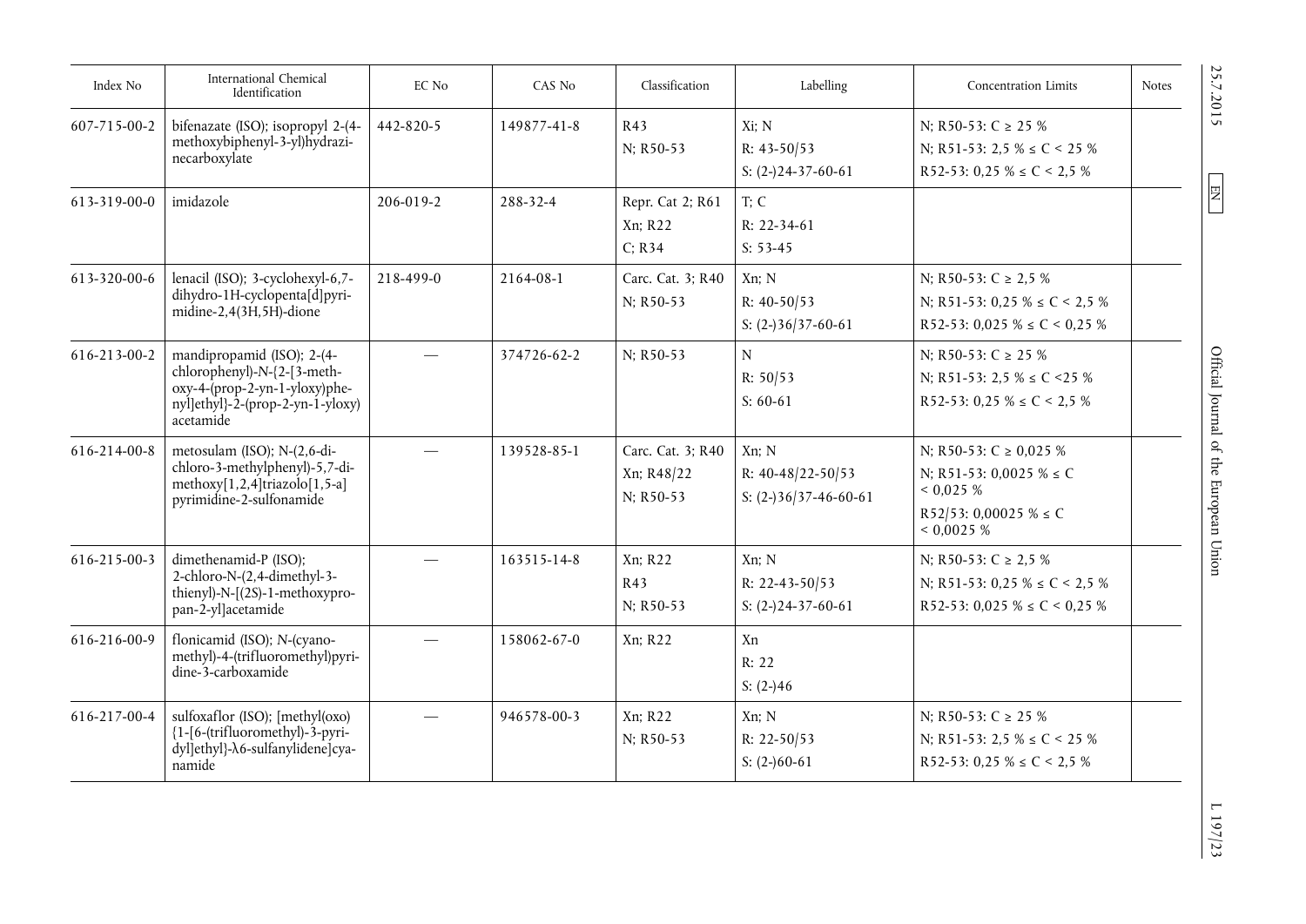| Index No | International Chemical Identification | EC No | CAS No | Classification | Labelling | Concentration Limits | Notes |
|---|---|---|---|---|---|---|---|
| 607-715-00-2 | bifenazate (ISO); isopropyl 2-(4-methoxybiphenyl-3-yl)hydrazinecarboxylate | 442-820-5 | 149877-41-8 | R43<br>N; R50-53 | Xi; N<br>R: 43-50/53<br>S: (2-)24-37-60-61 | N; R50-53: C ≥ 25 %<br>N; R51-53: 2,5 % ≤ C < 25 %<br>R52-53: 0,25 % ≤ C < 2,5 % | |
| 613-319-00-0 | imidazole | 206-019-2 | 288-32-4 | Repr. Cat 2; R61<br>Xn; R22<br>C; R34 | T; C<br>R: 22-34-61<br>S: 53-45 | | |
| 613-320-00-6 | lenacil (ISO); 3-cyclohexyl-6,7-dihydro-1H-cyclopenta[d]pyrimidine-2,4(3H,5H)-dione | 218-499-0 | 2164-08-1 | Carc. Cat. 3; R40<br>N; R50-53 | Xn; N<br>R: 40-50/53<br>S: (2-)36/37-60-61 | N; R50-53: C ≥ 2,5 %<br>N; R51-53: 0,25 % ≤ C < 2,5 %<br>R52-53: 0,025 % ≤ C < 0,25 % | |
| 616-213-00-2 | mandipropamid (ISO); 2-(4-chlorophenyl)-N-{2-[3-methoxy-4-(prop-2-yn-1-yloxy)phenyl]ethyl}-2-(prop-2-yn-1-yloxy) acetamide | — | 374726-62-2 | N; R50-53 | N<br>R: 50/53<br>S: 60-61 | N; R50-53: C ≥ 25 %<br>N; R51-53: 2,5 % ≤ C <25 %<br>R52-53: 0,25 % ≤ C < 2,5 % | |
| 616-214-00-8 | metosulam (ISO); N-(2,6-dichloro-3-methylphenyl)-5,7-dimethoxy[1,2,4]triazolo[1,5-a] pyrimidine-2-sulfonamide | — | 139528-85-1 | Carc. Cat. 3; R40<br>Xn; R48/22<br>N; R50-53 | Xn; N<br>R: 40-48/22-50/53<br>S: (2-)36/37-46-60-61 | N; R50-53: C ≥ 0,025 %<br>N; R51-53: 0,0025 % ≤ C < 0,025 %<br>R52/53: 0,00025 % ≤ C < 0,0025 % | |
| 616-215-00-3 | dimethenamid-P (ISO); 2-chloro-N-(2,4-dimethyl-3-thienyl)-N-[(2S)-1-methoxypropan-2-yl]acetamide | — | 163515-14-8 | Xn; R22<br>R43<br>N; R50-53 | Xn; N<br>R: 22-43-50/53<br>S: (2-)24-37-60-61 | N; R50-53: C ≥ 2,5 %<br>N; R51-53: 0,25 % ≤ C < 2,5 %<br>R52-53: 0,025 % ≤ C < 0,25 % | |
| 616-216-00-9 | flonicamid (ISO); N-(cyanomethyl)-4-(trifluoromethyl)pyridine-3-carboxamide | — | 158062-67-0 | Xn; R22 | Xn<br>R: 22<br>S: (2-)46 | | |
| 616-217-00-4 | sulfoxaflor (ISO); [methyl(oxo) {1-[6-(trifluoromethyl)-3-pyridyl]ethyl}-λ6-sulfanylidene]cyanamide | — | 946578-00-3 | Xn; R22<br>N; R50-53 | Xn; N<br>R: 22-50/53<br>S: (2-)60-61 | N; R50-53: C ≥ 25 %<br>N; R51-53: 2,5 % ≤ C < 25 %<br>R52-53: 0,25 % ≤ C < 2,5 % | |